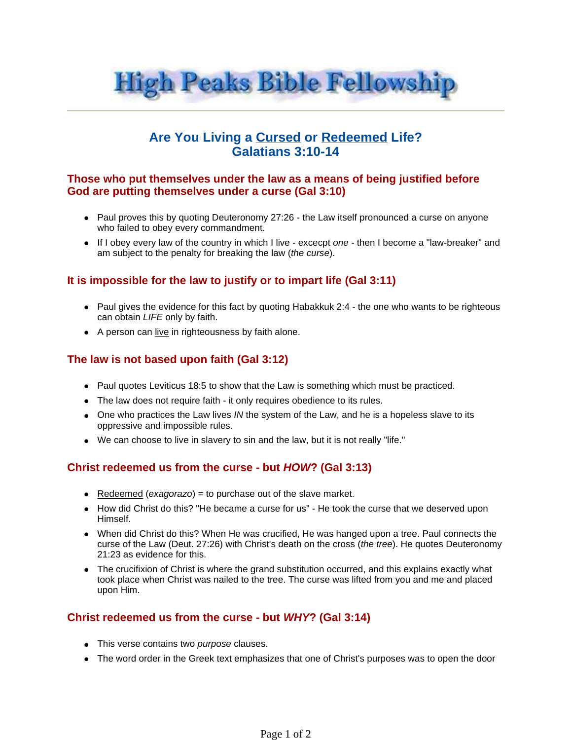# High Peaks Bible Fellowship

## Are You Living a Cursed or Redeemed Life?
## Galatians 3:10-14

### Those who put themselves under the law as a means of being justified before God are putting themselves under a curse (Gal 3:10)

- Paul proves this by quoting Deuteronomy 27:26 - the Law itself pronounced a curse on anyone who failed to obey every commandment.
- If I obey every law of the country in which I live - excecpt *one* - then I become a "law-breaker" and am subject to the penalty for breaking the law (*the curse*).

### It is impossible for the law to justify or to impart life (Gal 3:11)

- Paul gives the evidence for this fact by quoting Habakkuk 2:4 - the one who wants to be righteous can obtain *LIFE* only by faith.
- A person can live in righteousness by faith alone.

### The law is not based upon faith (Gal 3:12)

- Paul quotes Leviticus 18:5 to show that the Law is something which must be practiced.
- The law does not require faith - it only requires obedience to its rules.
- One who practices the Law lives *IN* the system of the Law, and he is a hopeless slave to its oppressive and impossible rules.
- We can choose to live in slavery to sin and the law, but it is not really "life."

### Christ redeemed us from the curse - but *HOW*? (Gal 3:13)

- Redeemed (*exagorazo*) = to purchase out of the slave market.
- How did Christ do this? "He became a curse for us" - He took the curse that we deserved upon Himself.
- When did Christ do this? When He was crucified, He was hanged upon a tree. Paul connects the curse of the Law (Deut. 27:26) with Christ's death on the cross (*the tree*). He quotes Deuteronomy 21:23 as evidence for this.
- The crucifixion of Christ is where the grand substitution occurred, and this explains exactly what took place when Christ was nailed to the tree. The curse was lifted from you and me and placed upon Him.

### Christ redeemed us from the curse - but *WHY*? (Gal 3:14)

- This verse contains two *purpose* clauses.
- The word order in the Greek text emphasizes that one of Christ's purposes was to open the door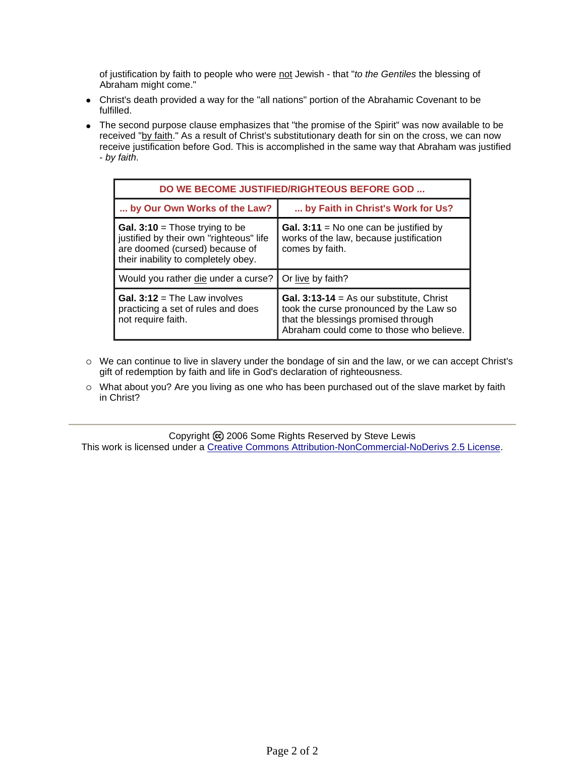of justification by faith to people who were not Jewish - that "*to the Gentiles* the blessing of Abraham might come."

- Christ's death provided a way for the "all nations" portion of the Abrahamic Covenant to be fulfilled.
- The second purpose clause emphasizes that "the promise of the Spirit" was now available to be received "by faith." As a result of Christ's substitutionary death for sin on the cross, we can now receive justification before God. This is accomplished in the same way that Abraham was justified - *by faith*.

| DO WE BECOME JUSTIFIED/RIGHTEOUS BEFORE GOD ... | |
|---|---|
| **... by Our Own Works of the Law?** | **... by Faith in Christ's Work for Us?** |
| **Gal. 3:10** = Those trying to be justified by their own "righteous" life are doomed (cursed) because of their inability to completely obey. | **Gal. 3:11** = No one can be justified by works of the law, because justification comes by faith. |
| Would you rather die under a curse? | Or live by faith? |
| **Gal. 3:12** = The Law involves practicing a set of rules and does not require faith. | **Gal. 3:13-14** = As our substitute, Christ took the curse pronounced by the Law so that the blessings promised through Abraham could come to those who believe. |

- We can continue to live in slavery under the bondage of sin and the law, or we can accept Christ's gift of redemption by faith and life in God's declaration of righteousness.
- What about you? Are you living as one who has been purchased out of the slave market by faith in Christ?

---

Copyright © 2006 Some Rights Reserved by Steve Lewis
This work is licensed under a Creative Commons Attribution-NonCommercial-NoDerivs 2.5 License.